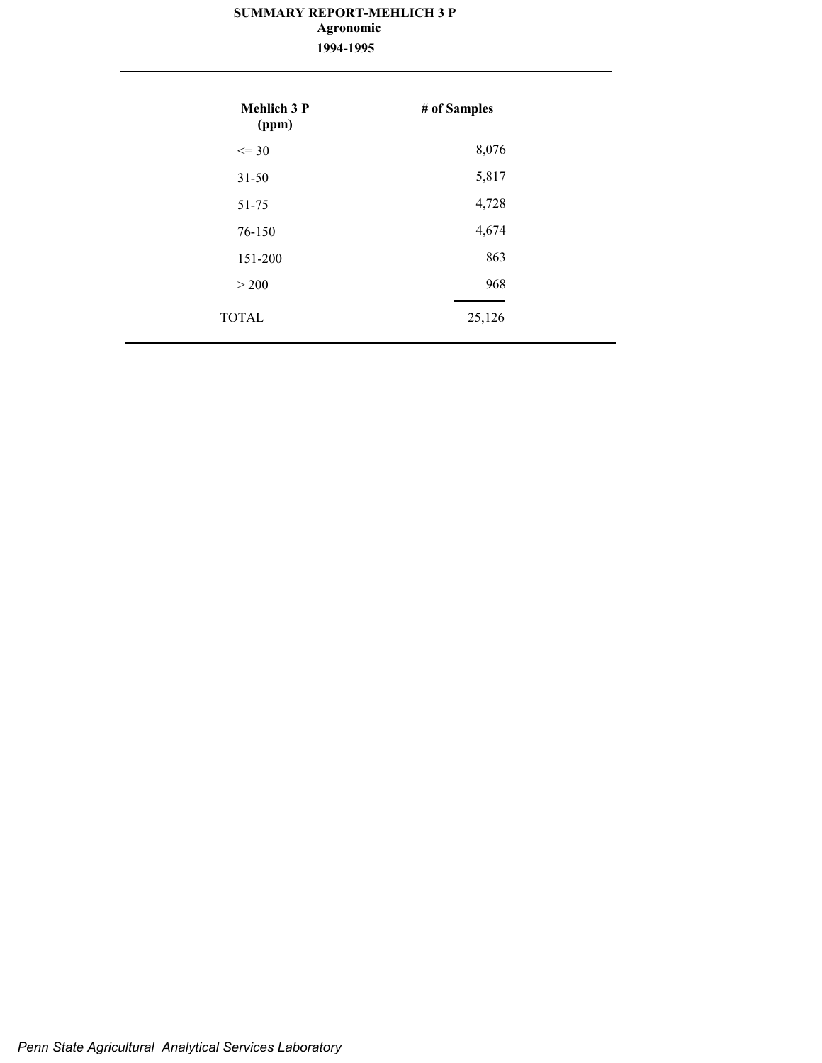# SUMMARY REPORT-MEHLICH 3 P

## Agronomic

## 1994-1995

| Mehlich 3 P (ppm) | # of Samples |
|---|---|
| <= 30 | 8,076 |
| 31-50 | 5,817 |
| 51-75 | 4,728 |
| 76-150 | 4,674 |
| 151-200 | 863 |
| > 200 | 968 |
| TOTAL | 25,126 |

*Penn State Agricultural Analytical Services Laboratory*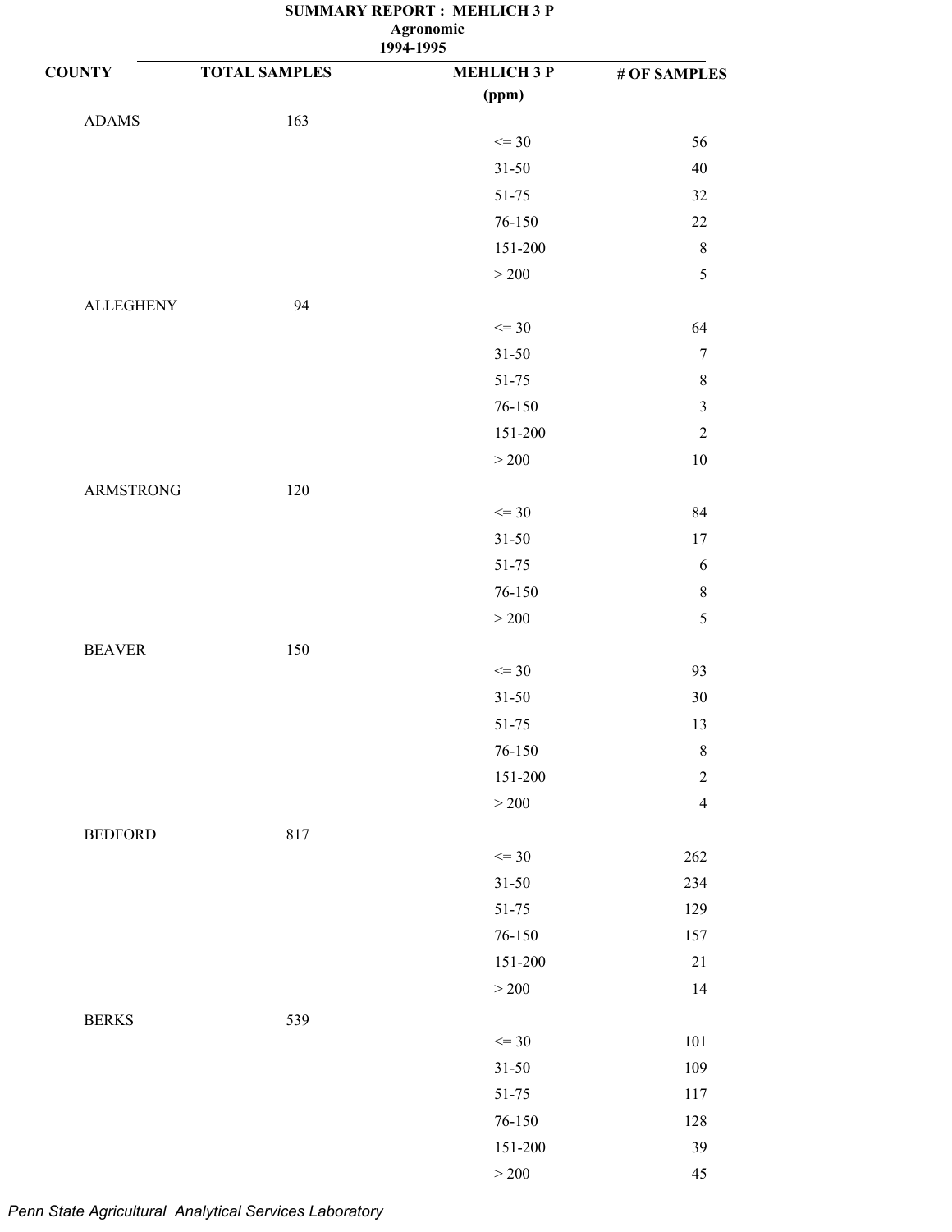# SUMMARY REPORT : MEHLICH 3 P

**Agronomic**

**1994-1995**

| COUNTY | TOTAL SAMPLES | MEHLICH 3 P (ppm) | # OF SAMPLES |
|---|---|---|---|
| ADAMS | 163 | | |
| | | <= 30 | 56 |
| | | 31-50 | 40 |
| | | 51-75 | 32 |
| | | 76-150 | 22 |
| | | 151-200 | 8 |
| | | > 200 | 5 |
| ALLEGHENY | 94 | | |
| | | <= 30 | 64 |
| | | 31-50 | 7 |
| | | 51-75 | 8 |
| | | 76-150 | 3 |
| | | 151-200 | 2 |
| | | > 200 | 10 |
| ARMSTRONG | 120 | | |
| | | <= 30 | 84 |
| | | 31-50 | 17 |
| | | 51-75 | 6 |
| | | 76-150 | 8 |
| | | > 200 | 5 |
| BEAVER | 150 | | |
| | | <= 30 | 93 |
| | | 31-50 | 30 |
| | | 51-75 | 13 |
| | | 76-150 | 8 |
| | | 151-200 | 2 |
| | | > 200 | 4 |
| BEDFORD | 817 | | |
| | | <= 30 | 262 |
| | | 31-50 | 234 |
| | | 51-75 | 129 |
| | | 76-150 | 157 |
| | | 151-200 | 21 |
| | | > 200 | 14 |
| BERKS | 539 | | |
| | | <= 30 | 101 |
| | | 31-50 | 109 |
| | | 51-75 | 117 |
| | | 76-150 | 128 |
| | | 151-200 | 39 |
| | | > 200 | 45 |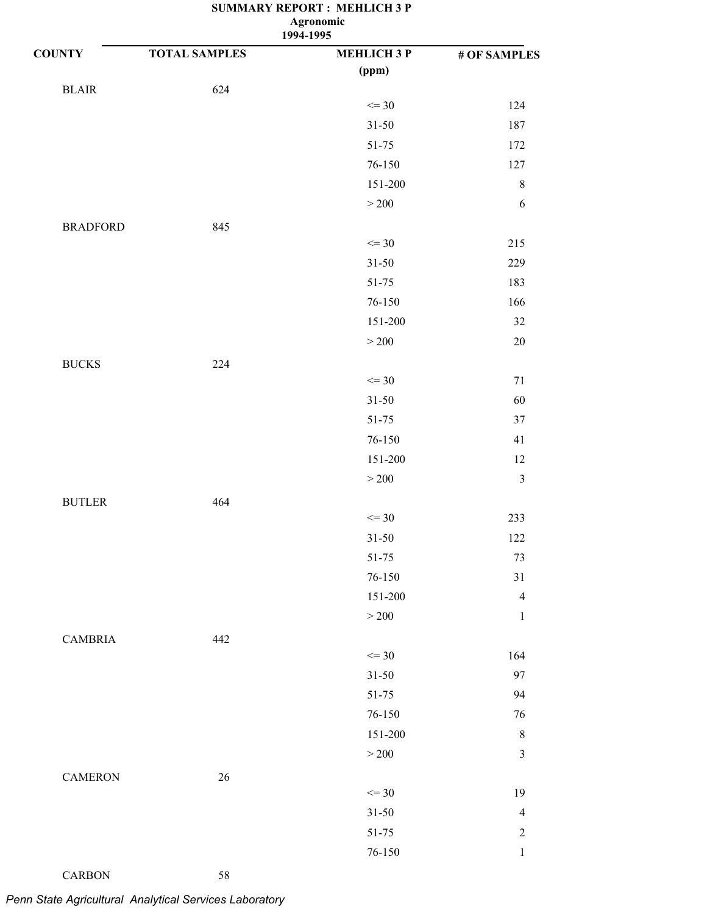# SUMMARY REPORT : MEHLICH 3 P

**Agronomic**

**1994-1995**

| COUNTY | TOTAL SAMPLES | MEHLICH 3 P (ppm) | # OF SAMPLES |
|---|---|---|---|
| BLAIR | 624 | | |
| | | <= 30 | 124 |
| | | 31-50 | 187 |
| | | 51-75 | 172 |
| | | 76-150 | 127 |
| | | 151-200 | 8 |
| | | > 200 | 6 |
| BRADFORD | 845 | | |
| | | <= 30 | 215 |
| | | 31-50 | 229 |
| | | 51-75 | 183 |
| | | 76-150 | 166 |
| | | 151-200 | 32 |
| | | > 200 | 20 |
| BUCKS | 224 | | |
| | | <= 30 | 71 |
| | | 31-50 | 60 |
| | | 51-75 | 37 |
| | | 76-150 | 41 |
| | | 151-200 | 12 |
| | | > 200 | 3 |
| BUTLER | 464 | | |
| | | <= 30 | 233 |
| | | 31-50 | 122 |
| | | 51-75 | 73 |
| | | 76-150 | 31 |
| | | 151-200 | 4 |
| | | > 200 | 1 |
| CAMBRIA | 442 | | |
| | | <= 30 | 164 |
| | | 31-50 | 97 |
| | | 51-75 | 94 |
| | | 76-150 | 76 |
| | | 151-200 | 8 |
| | | > 200 | 3 |
| CAMERON | 26 | | |
| | | <= 30 | 19 |
| | | 31-50 | 4 |
| | | 51-75 | 2 |
| | | 76-150 | 1 |
| CARBON | 58 | | |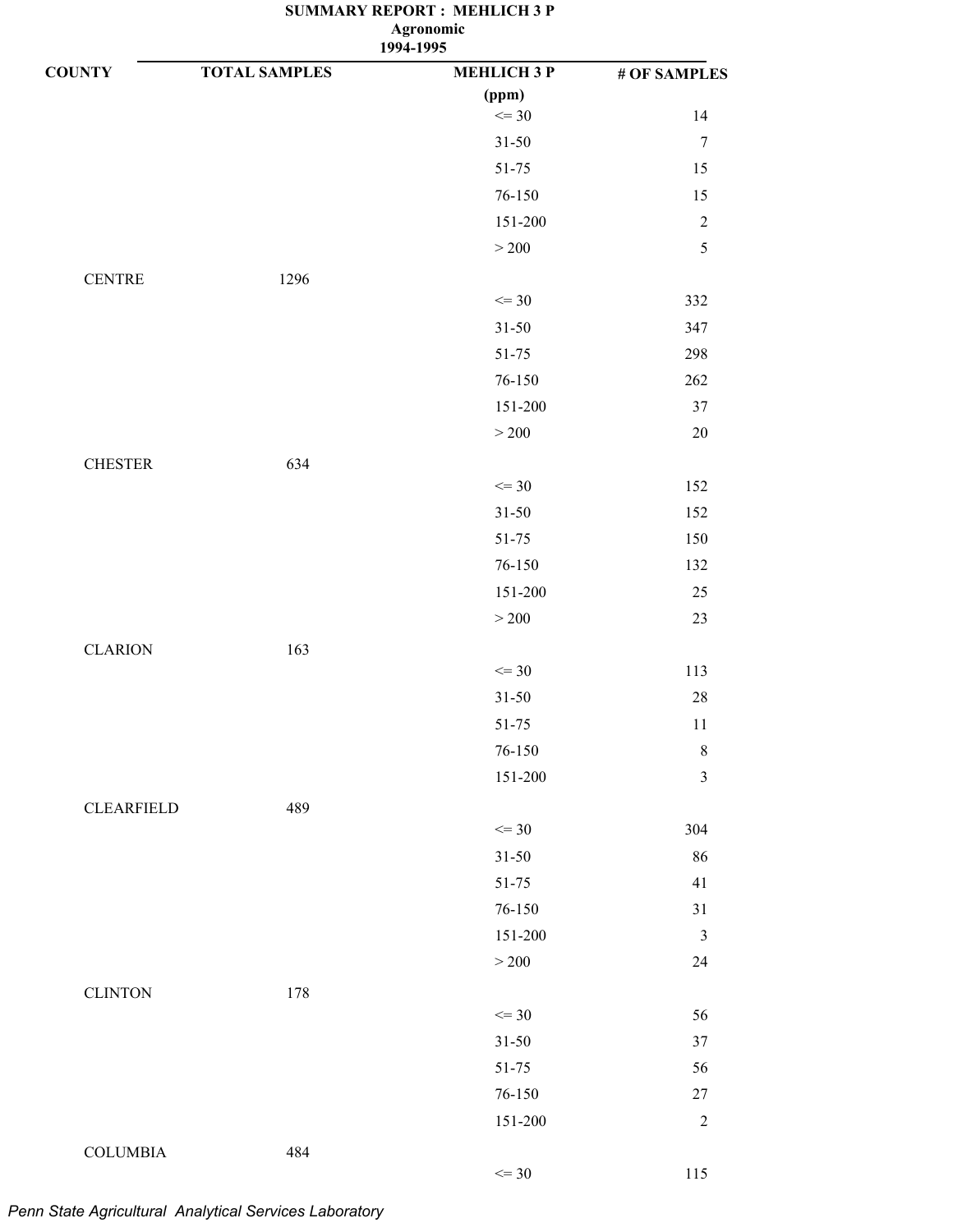**SUMMARY REPORT : MEHLICH 3 P**
**Agronomic**
**1994-1995**

| COUNTY | TOTAL SAMPLES | MEHLICH 3 P (ppm) | # OF SAMPLES |
|---|---|---|---|
| | | <= 30 | 14 |
| | | 31-50 | 7 |
| | | 51-75 | 15 |
| | | 76-150 | 15 |
| | | 151-200 | 2 |
| | | > 200 | 5 |
| CENTRE | 1296 | | |
| | | <= 30 | 332 |
| | | 31-50 | 347 |
| | | 51-75 | 298 |
| | | 76-150 | 262 |
| | | 151-200 | 37 |
| | | > 200 | 20 |
| CHESTER | 634 | | |
| | | <= 30 | 152 |
| | | 31-50 | 152 |
| | | 51-75 | 150 |
| | | 76-150 | 132 |
| | | 151-200 | 25 |
| | | > 200 | 23 |
| CLARION | 163 | | |
| | | <= 30 | 113 |
| | | 31-50 | 28 |
| | | 51-75 | 11 |
| | | 76-150 | 8 |
| | | 151-200 | 3 |
| CLEARFIELD | 489 | | |
| | | <= 30 | 304 |
| | | 31-50 | 86 |
| | | 51-75 | 41 |
| | | 76-150 | 31 |
| | | 151-200 | 3 |
| | | > 200 | 24 |
| CLINTON | 178 | | |
| | | <= 30 | 56 |
| | | 31-50 | 37 |
| | | 51-75 | 56 |
| | | 76-150 | 27 |
| | | 151-200 | 2 |
| COLUMBIA | 484 | | |
| | | <= 30 | 115 |

*Penn State Agricultural Analytical Services Laboratory*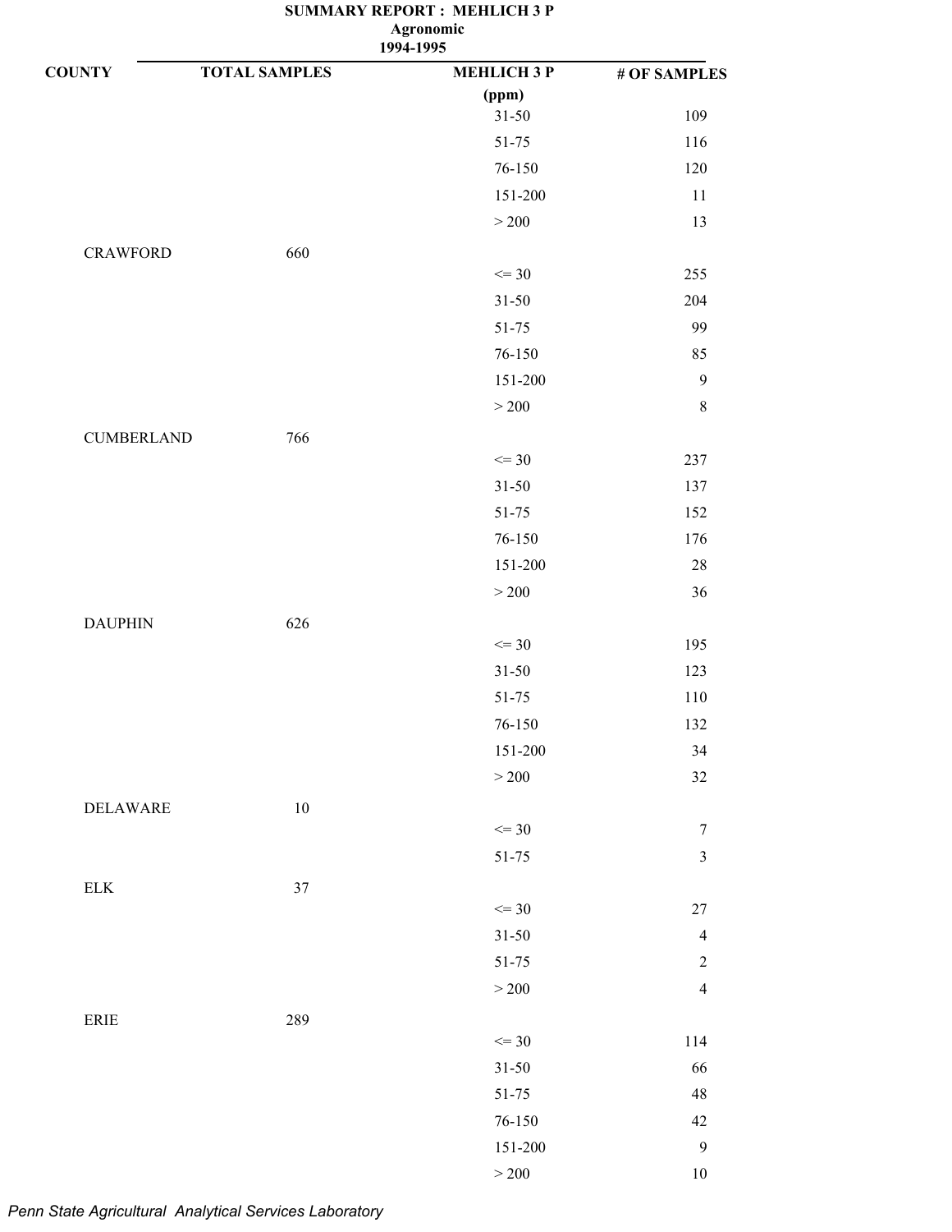**SUMMARY REPORT : MEHLICH 3 P**
**Agronomic**
**1994-1995**

| COUNTY | TOTAL SAMPLES | MEHLICH 3 P (ppm) | # OF SAMPLES |
|---|---|---|---|
| | | 31-50 | 109 |
| | | 51-75 | 116 |
| | | 76-150 | 120 |
| | | 151-200 | 11 |
| | | > 200 | 13 |
| CRAWFORD | 660 | | |
| | | <= 30 | 255 |
| | | 31-50 | 204 |
| | | 51-75 | 99 |
| | | 76-150 | 85 |
| | | 151-200 | 9 |
| | | > 200 | 8 |
| CUMBERLAND | 766 | | |
| | | <= 30 | 237 |
| | | 31-50 | 137 |
| | | 51-75 | 152 |
| | | 76-150 | 176 |
| | | 151-200 | 28 |
| | | > 200 | 36 |
| DAUPHIN | 626 | | |
| | | <= 30 | 195 |
| | | 31-50 | 123 |
| | | 51-75 | 110 |
| | | 76-150 | 132 |
| | | 151-200 | 34 |
| | | > 200 | 32 |
| DELAWARE | 10 | | |
| | | <= 30 | 7 |
| | | 51-75 | 3 |
| ELK | 37 | | |
| | | <= 30 | 27 |
| | | 31-50 | 4 |
| | | 51-75 | 2 |
| | | > 200 | 4 |
| ERIE | 289 | | |
| | | <= 30 | 114 |
| | | 31-50 | 66 |
| | | 51-75 | 48 |
| | | 76-150 | 42 |
| | | 151-200 | 9 |
| | | > 200 | 10 |

*Penn State Agricultural Analytical Services Laboratory*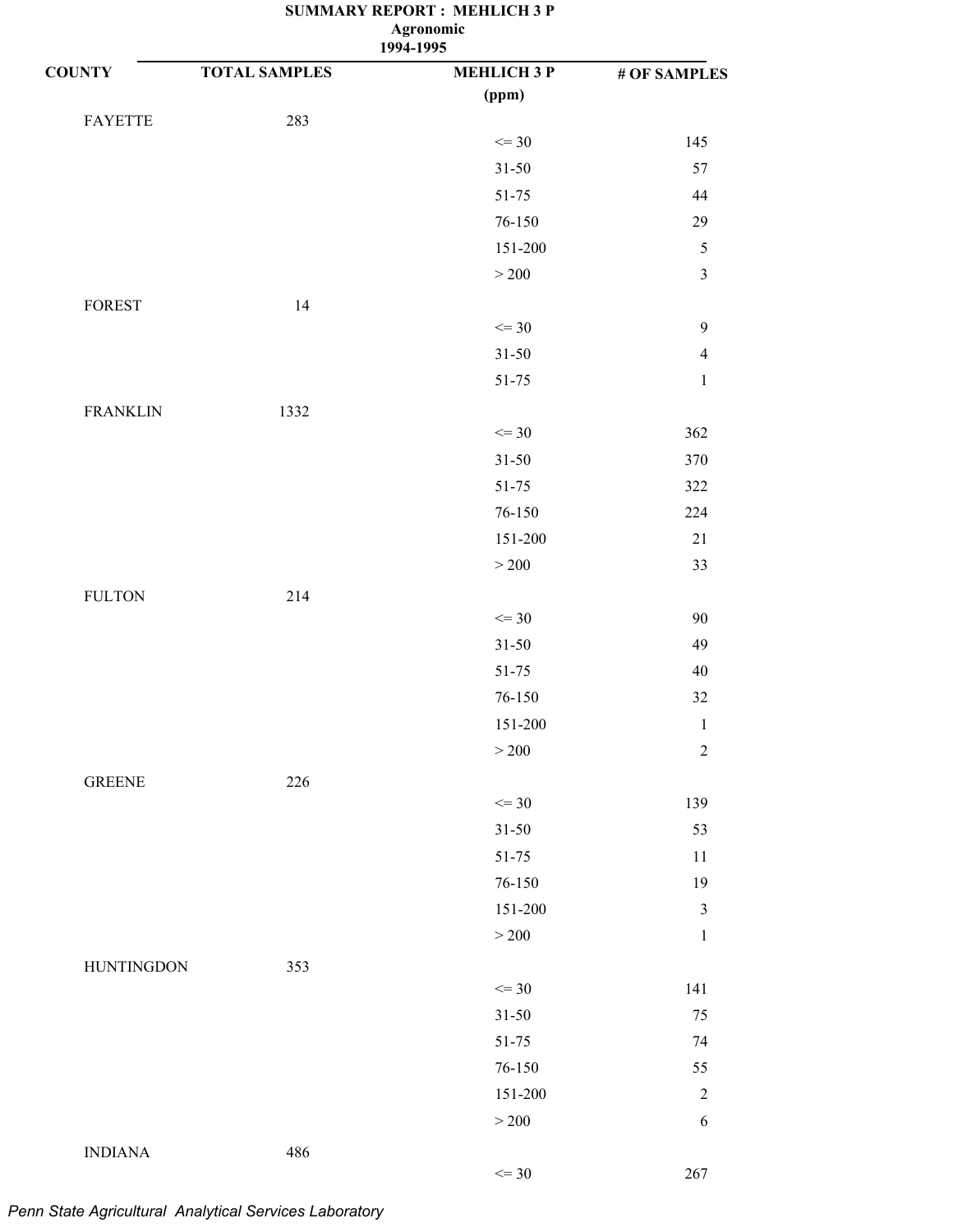# SUMMARY REPORT : MEHLICH 3 P

**Agronomic**

**1994-1995**

| COUNTY | TOTAL SAMPLES | MEHLICH 3 P (ppm) | # OF SAMPLES |
|---|---|---|---|
| FAYETTE | 283 | | |
| | | <= 30 | 145 |
| | | 31-50 | 57 |
| | | 51-75 | 44 |
| | | 76-150 | 29 |
| | | 151-200 | 5 |
| | | > 200 | 3 |
| FOREST | 14 | | |
| | | <= 30 | 9 |
| | | 31-50 | 4 |
| | | 51-75 | 1 |
| FRANKLIN | 1332 | | |
| | | <= 30 | 362 |
| | | 31-50 | 370 |
| | | 51-75 | 322 |
| | | 76-150 | 224 |
| | | 151-200 | 21 |
| | | > 200 | 33 |
| FULTON | 214 | | |
| | | <= 30 | 90 |
| | | 31-50 | 49 |
| | | 51-75 | 40 |
| | | 76-150 | 32 |
| | | 151-200 | 1 |
| | | > 200 | 2 |
| GREENE | 226 | | |
| | | <= 30 | 139 |
| | | 31-50 | 53 |
| | | 51-75 | 11 |
| | | 76-150 | 19 |
| | | 151-200 | 3 |
| | | > 200 | 1 |
| HUNTINGDON | 353 | | |
| | | <= 30 | 141 |
| | | 31-50 | 75 |
| | | 51-75 | 74 |
| | | 76-150 | 55 |
| | | 151-200 | 2 |
| | | > 200 | 6 |
| INDIANA | 486 | | |
| | | <= 30 | 267 |

*Penn State Agricultural Analytical Services Laboratory*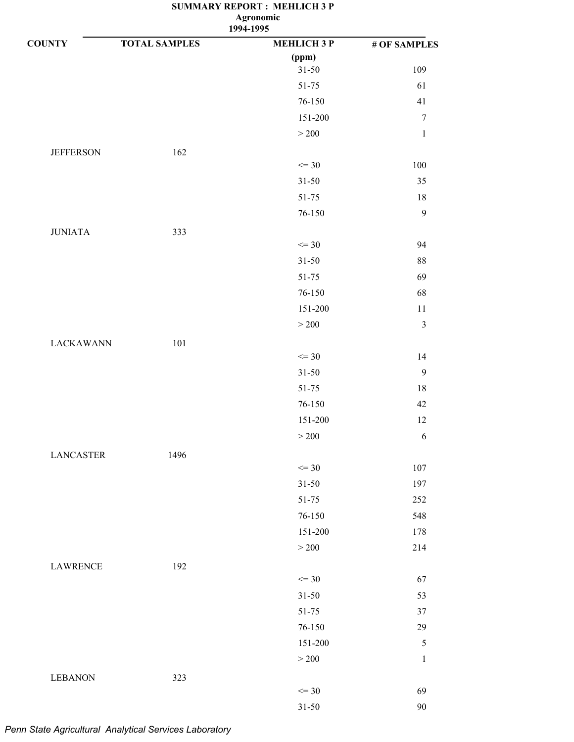# SUMMARY REPORT : MEHLICH 3 P

**Agronomic**

**1994-1995**

| COUNTY | TOTAL SAMPLES | MEHLICH 3 P (ppm) | # OF SAMPLES |
|---|---|---|---|
| | | 31-50 | 109 |
| | | 51-75 | 61 |
| | | 76-150 | 41 |
| | | 151-200 | 7 |
| | | > 200 | 1 |
| JEFFERSON | 162 | | |
| | | <= 30 | 100 |
| | | 31-50 | 35 |
| | | 51-75 | 18 |
| | | 76-150 | 9 |
| JUNIATA | 333 | | |
| | | <= 30 | 94 |
| | | 31-50 | 88 |
| | | 51-75 | 69 |
| | | 76-150 | 68 |
| | | 151-200 | 11 |
| | | > 200 | 3 |
| LACKAWANN | 101 | | |
| | | <= 30 | 14 |
| | | 31-50 | 9 |
| | | 51-75 | 18 |
| | | 76-150 | 42 |
| | | 151-200 | 12 |
| | | > 200 | 6 |
| LANCASTER | 1496 | | |
| | | <= 30 | 107 |
| | | 31-50 | 197 |
| | | 51-75 | 252 |
| | | 76-150 | 548 |
| | | 151-200 | 178 |
| | | > 200 | 214 |
| LAWRENCE | 192 | | |
| | | <= 30 | 67 |
| | | 31-50 | 53 |
| | | 51-75 | 37 |
| | | 76-150 | 29 |
| | | 151-200 | 5 |
| | | > 200 | 1 |
| LEBANON | 323 | | |
| | | <= 30 | 69 |
| | | 31-50 | 90 |

*Penn State Agricultural Analytical Services Laboratory*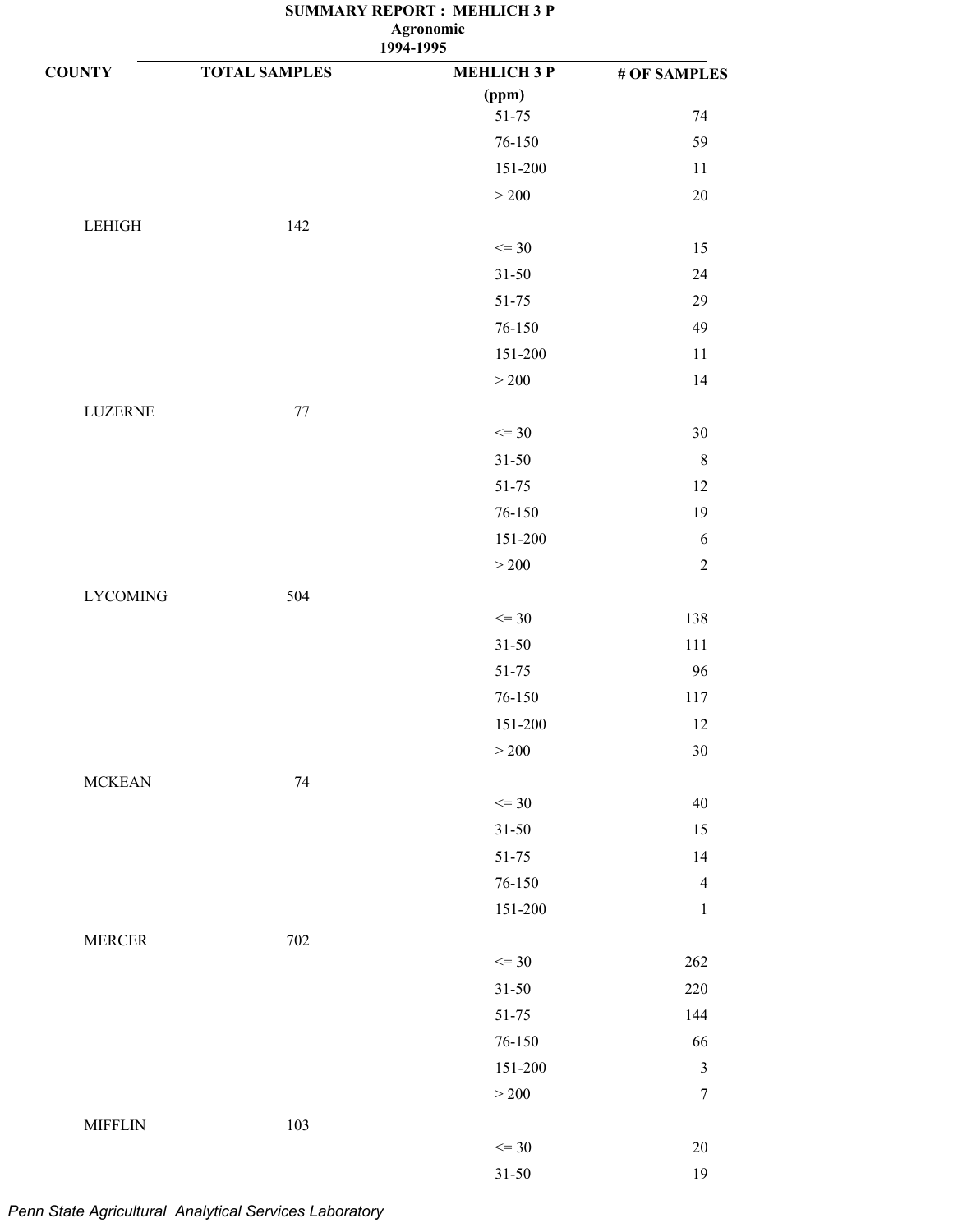**SUMMARY REPORT : MEHLICH 3 P**
**Agronomic**
**1994-1995**

| COUNTY | TOTAL SAMPLES | MEHLICH 3 P (ppm) | # OF SAMPLES |
|---|---|---|---|
| | | 51-75 | 74 |
| | | 76-150 | 59 |
| | | 151-200 | 11 |
| | | > 200 | 20 |
| LEHIGH | 142 | | |
| | | <= 30 | 15 |
| | | 31-50 | 24 |
| | | 51-75 | 29 |
| | | 76-150 | 49 |
| | | 151-200 | 11 |
| | | > 200 | 14 |
| LUZERNE | 77 | | |
| | | <= 30 | 30 |
| | | 31-50 | 8 |
| | | 51-75 | 12 |
| | | 76-150 | 19 |
| | | 151-200 | 6 |
| | | > 200 | 2 |
| LYCOMING | 504 | | |
| | | <= 30 | 138 |
| | | 31-50 | 111 |
| | | 51-75 | 96 |
| | | 76-150 | 117 |
| | | 151-200 | 12 |
| | | > 200 | 30 |
| MCKEAN | 74 | | |
| | | <= 30 | 40 |
| | | 31-50 | 15 |
| | | 51-75 | 14 |
| | | 76-150 | 4 |
| | | 151-200 | 1 |
| MERCER | 702 | | |
| | | <= 30 | 262 |
| | | 31-50 | 220 |
| | | 51-75 | 144 |
| | | 76-150 | 66 |
| | | 151-200 | 3 |
| | | > 200 | 7 |
| MIFFLIN | 103 | | |
| | | <= 30 | 20 |
| | | 31-50 | 19 |

*Penn State Agricultural Analytical Services Laboratory*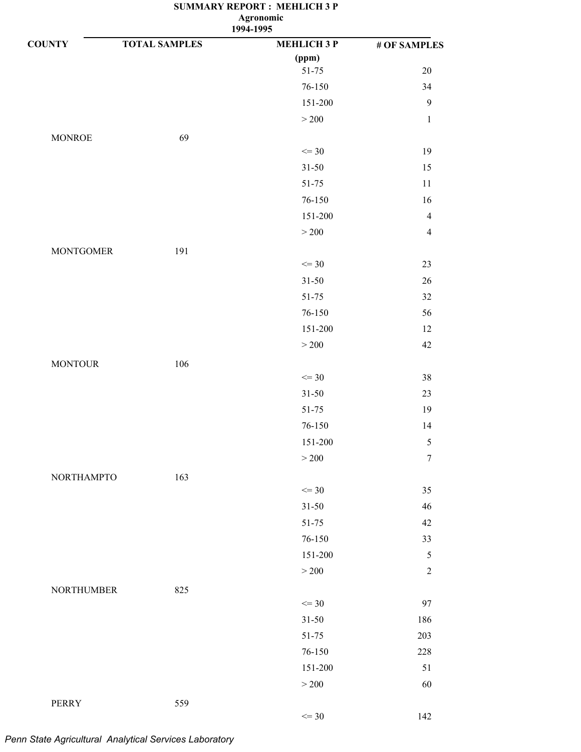**SUMMARY REPORT : MEHLICH 3 P**
**Agronomic**
**1994-1995**

| COUNTY | TOTAL SAMPLES | MEHLICH 3 P (ppm) | # OF SAMPLES |
|---|---|---|---|
| | | 51-75 | 20 |
| | | 76-150 | 34 |
| | | 151-200 | 9 |
| | | > 200 | 1 |
| MONROE | 69 | | |
| | | <= 30 | 19 |
| | | 31-50 | 15 |
| | | 51-75 | 11 |
| | | 76-150 | 16 |
| | | 151-200 | 4 |
| | | > 200 | 4 |
| MONTGOMER | 191 | | |
| | | <= 30 | 23 |
| | | 31-50 | 26 |
| | | 51-75 | 32 |
| | | 76-150 | 56 |
| | | 151-200 | 12 |
| | | > 200 | 42 |
| MONTOUR | 106 | | |
| | | <= 30 | 38 |
| | | 31-50 | 23 |
| | | 51-75 | 19 |
| | | 76-150 | 14 |
| | | 151-200 | 5 |
| | | > 200 | 7 |
| NORTHAMPTO | 163 | | |
| | | <= 30 | 35 |
| | | 31-50 | 46 |
| | | 51-75 | 42 |
| | | 76-150 | 33 |
| | | 151-200 | 5 |
| | | > 200 | 2 |
| NORTHUMBER | 825 | | |
| | | <= 30 | 97 |
| | | 31-50 | 186 |
| | | 51-75 | 203 |
| | | 76-150 | 228 |
| | | 151-200 | 51 |
| | | > 200 | 60 |
| PERRY | 559 | | |
| | | <= 30 | 142 |

*Penn State Agricultural Analytical Services Laboratory*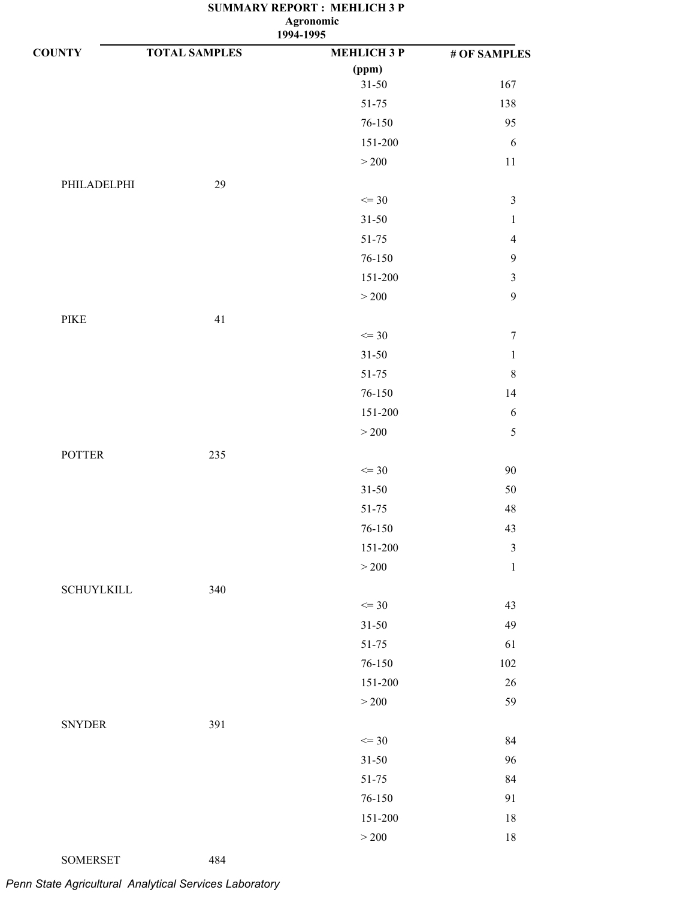**SUMMARY REPORT : MEHLICH 3 P**
**Agronomic**
**1994-1995**

| COUNTY | TOTAL SAMPLES | MEHLICH 3 P (ppm) | # OF SAMPLES |
|---|---|---|---|
| | | 31-50 | 167 |
| | | 51-75 | 138 |
| | | 76-150 | 95 |
| | | 151-200 | 6 |
| | | > 200 | 11 |
| PHILADELPHI | 29 | | |
| | | <= 30 | 3 |
| | | 31-50 | 1 |
| | | 51-75 | 4 |
| | | 76-150 | 9 |
| | | 151-200 | 3 |
| | | > 200 | 9 |
| PIKE | 41 | | |
| | | <= 30 | 7 |
| | | 31-50 | 1 |
| | | 51-75 | 8 |
| | | 76-150 | 14 |
| | | 151-200 | 6 |
| | | > 200 | 5 |
| POTTER | 235 | | |
| | | <= 30 | 90 |
| | | 31-50 | 50 |
| | | 51-75 | 48 |
| | | 76-150 | 43 |
| | | 151-200 | 3 |
| | | > 200 | 1 |
| SCHUYLKILL | 340 | | |
| | | <= 30 | 43 |
| | | 31-50 | 49 |
| | | 51-75 | 61 |
| | | 76-150 | 102 |
| | | 151-200 | 26 |
| | | > 200 | 59 |
| SNYDER | 391 | | |
| | | <= 30 | 84 |
| | | 31-50 | 96 |
| | | 51-75 | 84 |
| | | 76-150 | 91 |
| | | 151-200 | 18 |
| | | > 200 | 18 |
| SOMERSET | 484 | | |

*Penn State Agricultural Analytical Services Laboratory*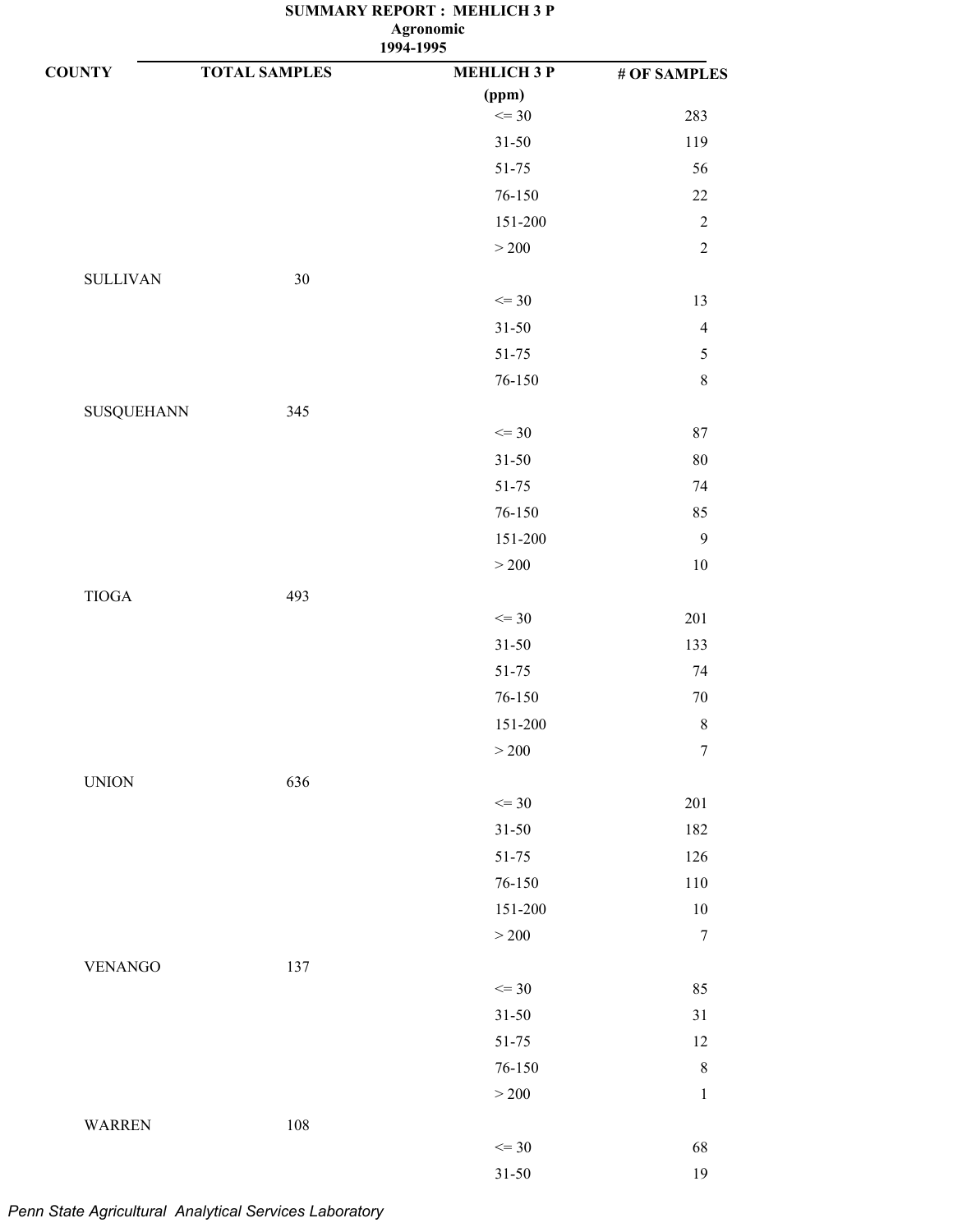**SUMMARY REPORT : MEHLICH 3 P**
**Agronomic**
**1994-1995**

| COUNTY | TOTAL SAMPLES | MEHLICH 3 P (ppm) | # OF SAMPLES |
|---|---|---|---|
| | | <= 30 | 283 |
| | | 31-50 | 119 |
| | | 51-75 | 56 |
| | | 76-150 | 22 |
| | | 151-200 | 2 |
| | | > 200 | 2 |
| SULLIVAN | 30 | | |
| | | <= 30 | 13 |
| | | 31-50 | 4 |
| | | 51-75 | 5 |
| | | 76-150 | 8 |
| SUSQUEHANN | 345 | | |
| | | <= 30 | 87 |
| | | 31-50 | 80 |
| | | 51-75 | 74 |
| | | 76-150 | 85 |
| | | 151-200 | 9 |
| | | > 200 | 10 |
| TIOGA | 493 | | |
| | | <= 30 | 201 |
| | | 31-50 | 133 |
| | | 51-75 | 74 |
| | | 76-150 | 70 |
| | | 151-200 | 8 |
| | | > 200 | 7 |
| UNION | 636 | | |
| | | <= 30 | 201 |
| | | 31-50 | 182 |
| | | 51-75 | 126 |
| | | 76-150 | 110 |
| | | 151-200 | 10 |
| | | > 200 | 7 |
| VENANGO | 137 | | |
| | | <= 30 | 85 |
| | | 31-50 | 31 |
| | | 51-75 | 12 |
| | | 76-150 | 8 |
| | | > 200 | 1 |
| WARREN | 108 | | |
| | | <= 30 | 68 |
| | | 31-50 | 19 |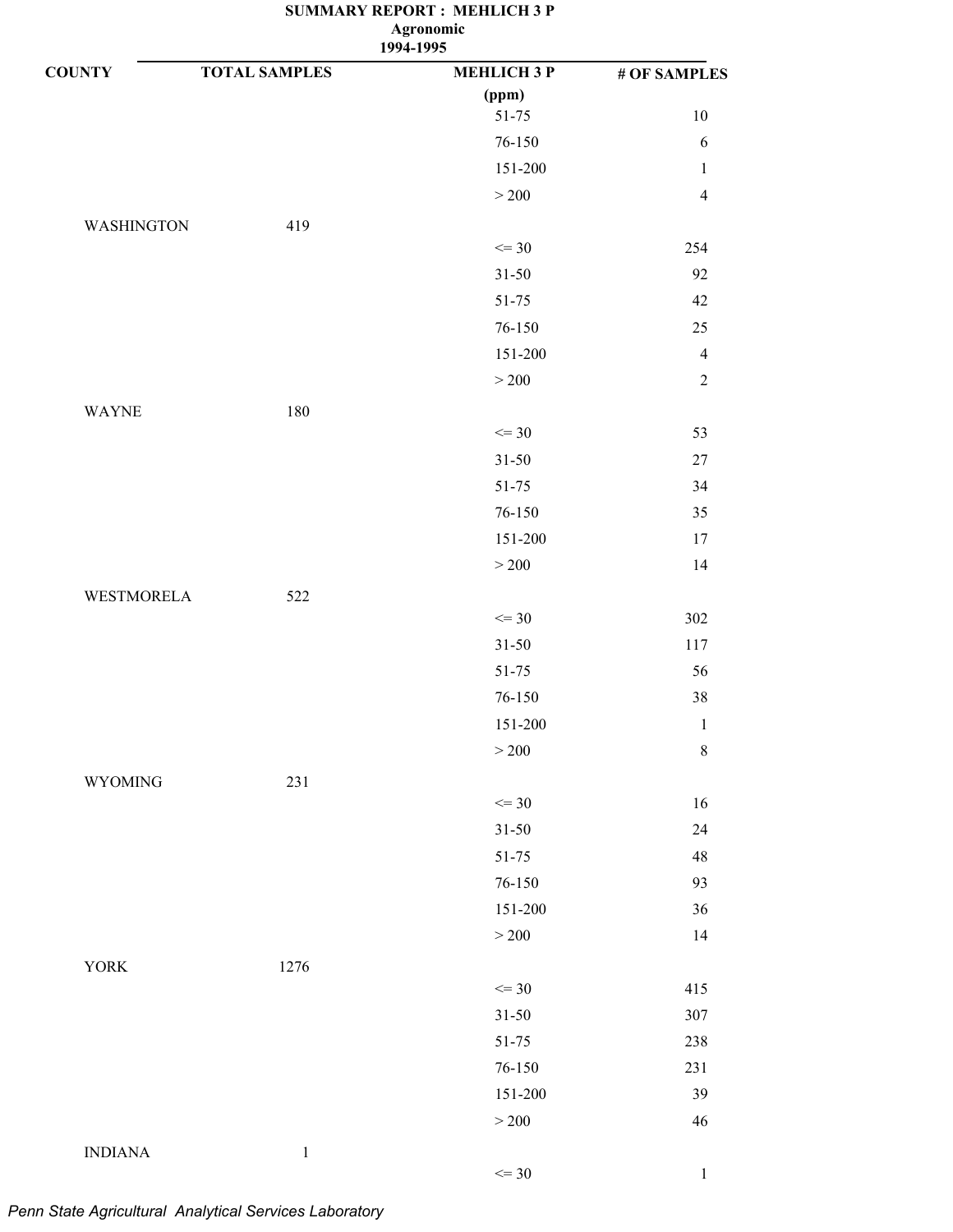# SUMMARY REPORT : MEHLICH 3 P

**Agronomic**

**1994-1995**

| COUNTY | TOTAL SAMPLES | MEHLICH 3 P (ppm) | # OF SAMPLES |
|---|---|---|---|
| | | 51-75 | 10 |
| | | 76-150 | 6 |
| | | 151-200 | 1 |
| | | > 200 | 4 |
| WASHINGTON | 419 | | |
| | | <= 30 | 254 |
| | | 31-50 | 92 |
| | | 51-75 | 42 |
| | | 76-150 | 25 |
| | | 151-200 | 4 |
| | | > 200 | 2 |
| WAYNE | 180 | | |
| | | <= 30 | 53 |
| | | 31-50 | 27 |
| | | 51-75 | 34 |
| | | 76-150 | 35 |
| | | 151-200 | 17 |
| | | > 200 | 14 |
| WESTMORELA | 522 | | |
| | | <= 30 | 302 |
| | | 31-50 | 117 |
| | | 51-75 | 56 |
| | | 76-150 | 38 |
| | | 151-200 | 1 |
| | | > 200 | 8 |
| WYOMING | 231 | | |
| | | <= 30 | 16 |
| | | 31-50 | 24 |
| | | 51-75 | 48 |
| | | 76-150 | 93 |
| | | 151-200 | 36 |
| | | > 200 | 14 |
| YORK | 1276 | | |
| | | <= 30 | 415 |
| | | 31-50 | 307 |
| | | 51-75 | 238 |
| | | 76-150 | 231 |
| | | 151-200 | 39 |
| | | > 200 | 46 |
| INDIANA | 1 | | |
| | | <= 30 | 1 |

*Penn State Agricultural Analytical Services Laboratory*